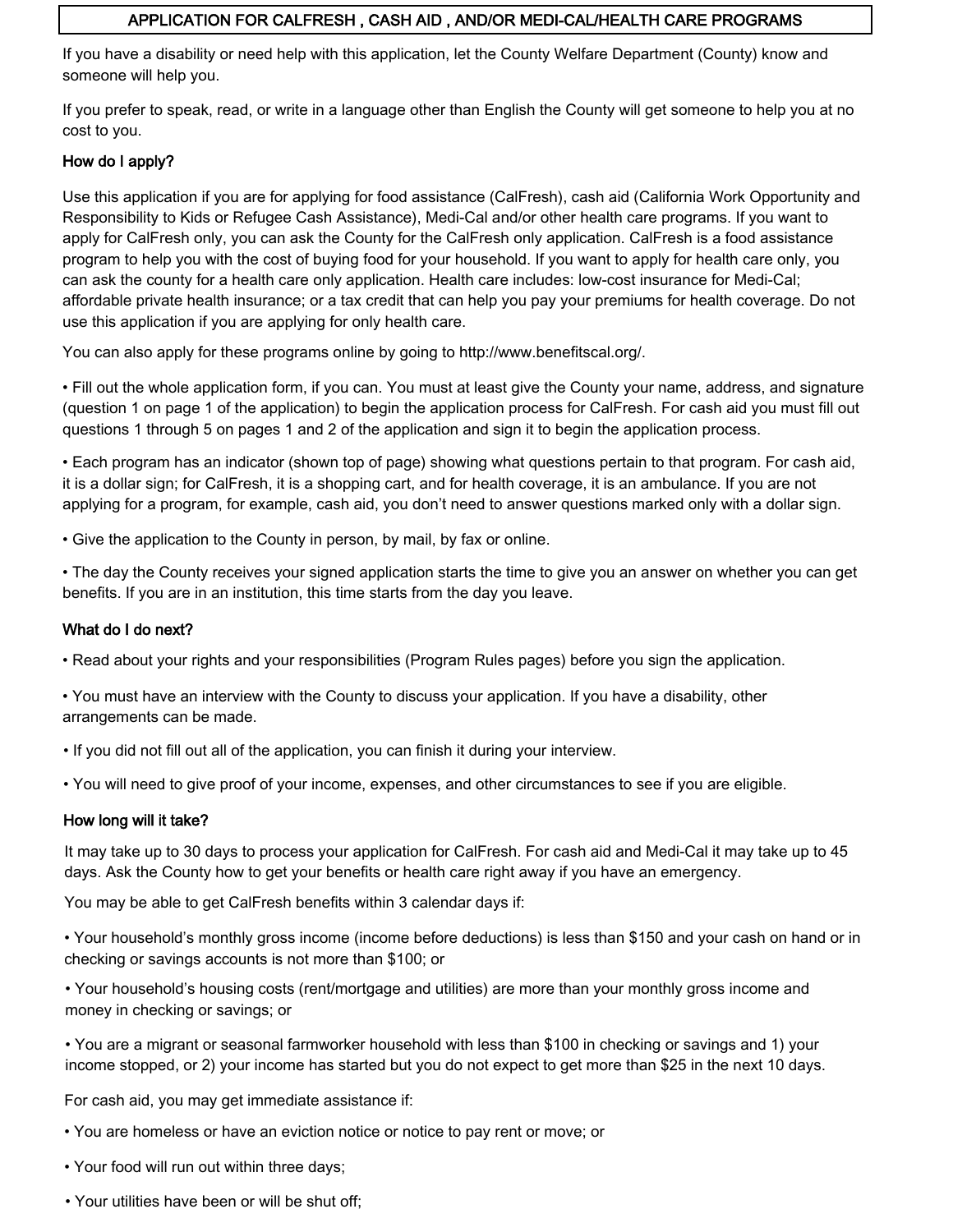# APPLICATION FOR CALFRESH , CASH AID , AND/OR MEDI-CAL/HEALTH CARE PROGRAMS

If you have a disability or need help with this application, let the County Welfare Department (County) know and someone will help you.

If you prefer to speak, read, or write in a language other than English the County will get someone to help you at no cost to you.

### How do I apply?

Use this application if you are for applying for food assistance (CalFresh), cash aid (California Work Opportunity and Responsibility to Kids or Refugee Cash Assistance), Medi-Cal and/or other health care programs. If you want to apply for CalFresh only, you can ask the County for the CalFresh only application. CalFresh is a food assistance program to help you with the cost of buying food for your household. If you want to apply for health care only, you can ask the county for a health care only application. Health care includes: low-cost insurance for Medi-Cal; affordable private health insurance; or a tax credit that can help you pay your premiums for health coverage. Do not use this application if you are applying for only health care.

You can also apply for these programs online by going to http://www.benefitscal.org/.

- Fill out the whole application form, if you can. You must at least give the County your name, address, and signature (question 1 on page 1 of the application) to begin the application process for CalFresh. For cash aid you must fill out questions 1 through 5 on pages 1 and 2 of the application and sign it to begin the application process.
- Each program has an indicator (shown top of page) showing what questions pertain to that program. For cash aid, it is a dollar sign; for CalFresh, it is a shopping cart, and for health coverage, it is an ambulance. If you are not applying for a program, for example, cash aid, you don't need to answer questions marked only with a dollar sign.
- Give the application to the County in person, by mail, by fax or online.
- The day the County receives your signed application starts the time to give you an answer on whether you can get benefits. If you are in an institution, this time starts from the day you leave.

### What do I do next?

- Read about your rights and your responsibilities (Program Rules pages) before you sign the application.
- You must have an interview with the County to discuss your application. If you have a disability, other arrangements can be made.
- If you did not fill out all of the application, you can finish it during your interview.
- You will need to give proof of your income, expenses, and other circumstances to see if you are eligible.

### How long will it take?

It may take up to 30 days to process your application for CalFresh. For cash aid and Medi-Cal it may take up to 45 days. Ask the County how to get your benefits or health care right away if you have an emergency.

You may be able to get CalFresh benefits within 3 calendar days if:

- Your household's monthly gross income (income before deductions) is less than $150 and your cash on hand or in checking or savings accounts is not more than $100; or
- Your household's housing costs (rent/mortgage and utilities) are more than your monthly gross income and money in checking or savings; or
- You are a migrant or seasonal farmworker household with less than $100 in checking or savings and 1) your income stopped, or 2) your income has started but you do not expect to get more than $25 in the next 10 days.

For cash aid, you may get immediate assistance if:

- You are homeless or have an eviction notice or notice to pay rent or move; or
- Your food will run out within three days;
- Your utilities have been or will be shut off;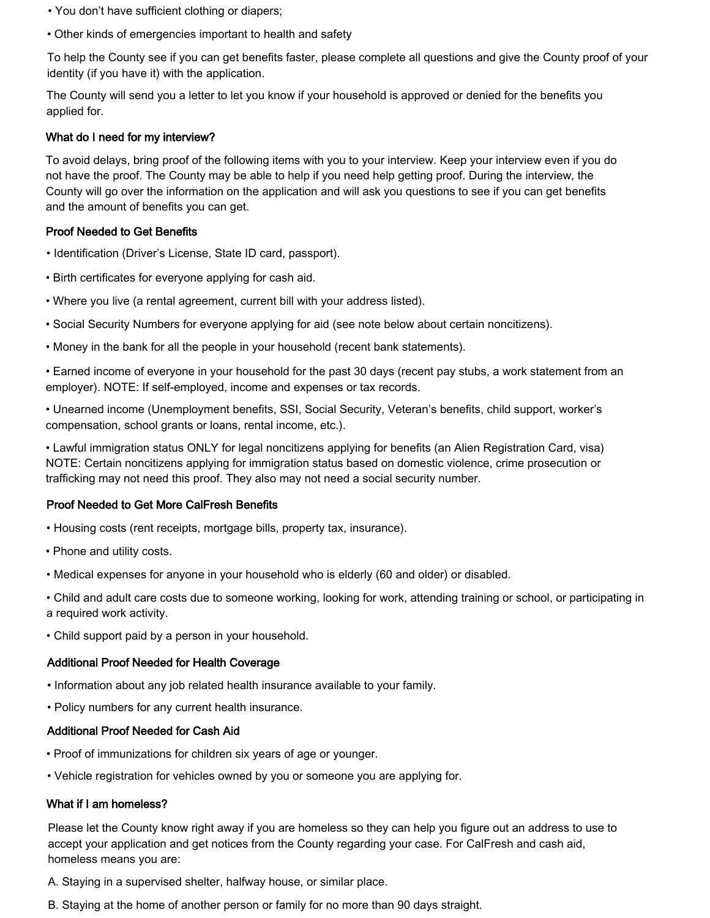- You don't have sufficient clothing or diapers;
- Other kinds of emergencies important to health and safety

To help the County see if you can get benefits faster, please complete all questions and give the County proof of your identity (if you have it) with the application.

The County will send you a letter to let you know if your household is approved or denied for the benefits you applied for.

### What do I need for my interview?

To avoid delays, bring proof of the following items with you to your interview. Keep your interview even if you do not have the proof. The County may be able to help if you need help getting proof. During the interview, the County will go over the information on the application and will ask you questions to see if you can get benefits and the amount of benefits you can get.

### Proof Needed to Get Benefits

- Identification (Driver's License, State ID card, passport).
- Birth certificates for everyone applying for cash aid.
- Where you live (a rental agreement, current bill with your address listed).
- Social Security Numbers for everyone applying for aid (see note below about certain noncitizens).
- Money in the bank for all the people in your household (recent bank statements).
- Earned income of everyone in your household for the past 30 days (recent pay stubs, a work statement from an employer). NOTE: If self-employed, income and expenses or tax records.
- Unearned income (Unemployment benefits, SSI, Social Security, Veteran's benefits, child support, worker's compensation, school grants or loans, rental income, etc.).
- Lawful immigration status ONLY for legal noncitizens applying for benefits (an Alien Registration Card, visa) NOTE: Certain noncitizens applying for immigration status based on domestic violence, crime prosecution or trafficking may not need this proof. They also may not need a social security number.

### Proof Needed to Get More CalFresh Benefits

- Housing costs (rent receipts, mortgage bills, property tax, insurance).
- Phone and utility costs.
- Medical expenses for anyone in your household who is elderly (60 and older) or disabled.
- Child and adult care costs due to someone working, looking for work, attending training or school, or participating in a required work activity.
- Child support paid by a person in your household.

### Additional Proof Needed for Health Coverage

- Information about any job related health insurance available to your family.
- Policy numbers for any current health insurance.

### Additional Proof Needed for Cash Aid

- Proof of immunizations for children six years of age or younger.
- Vehicle registration for vehicles owned by you or someone you are applying for.

### What if I am homeless?

Please let the County know right away if you are homeless so they can help you figure out an address to use to accept your application and get notices from the County regarding your case. For CalFresh and cash aid, homeless means you are:

A. Staying in a supervised shelter, halfway house, or similar place.

B. Staying at the home of another person or family for no more than 90 days straight.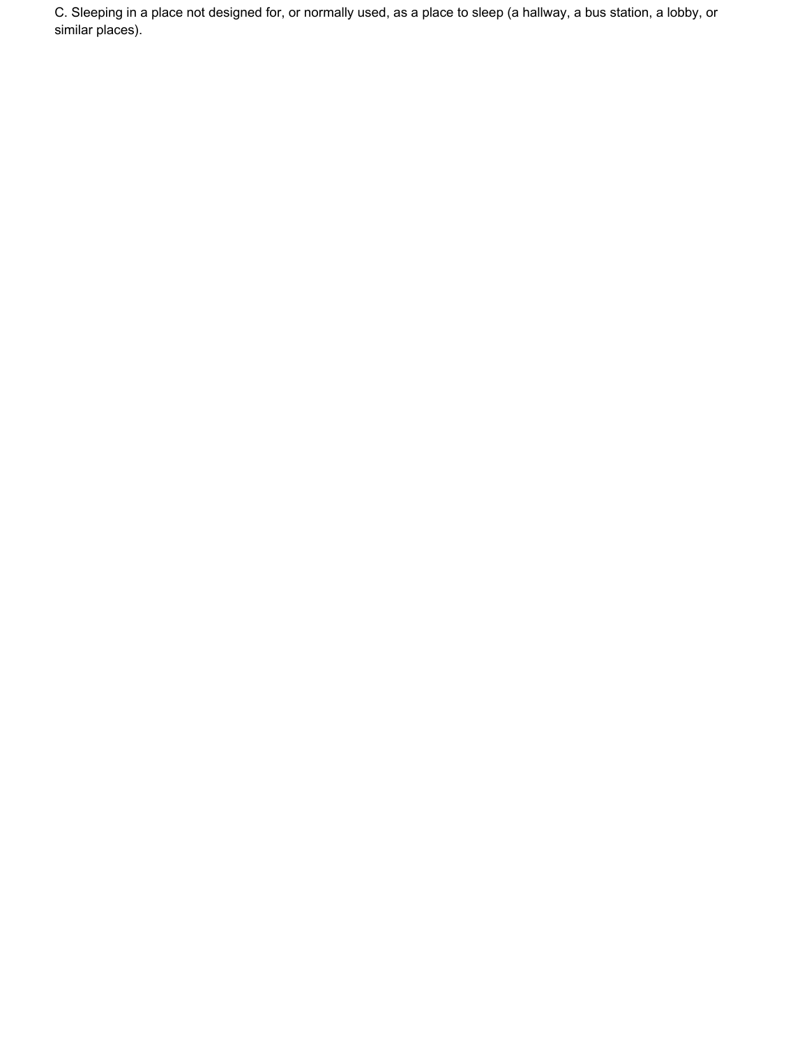C. Sleeping in a place not designed for, or normally used, as a place to sleep (a hallway, a bus station, a lobby, or similar places).